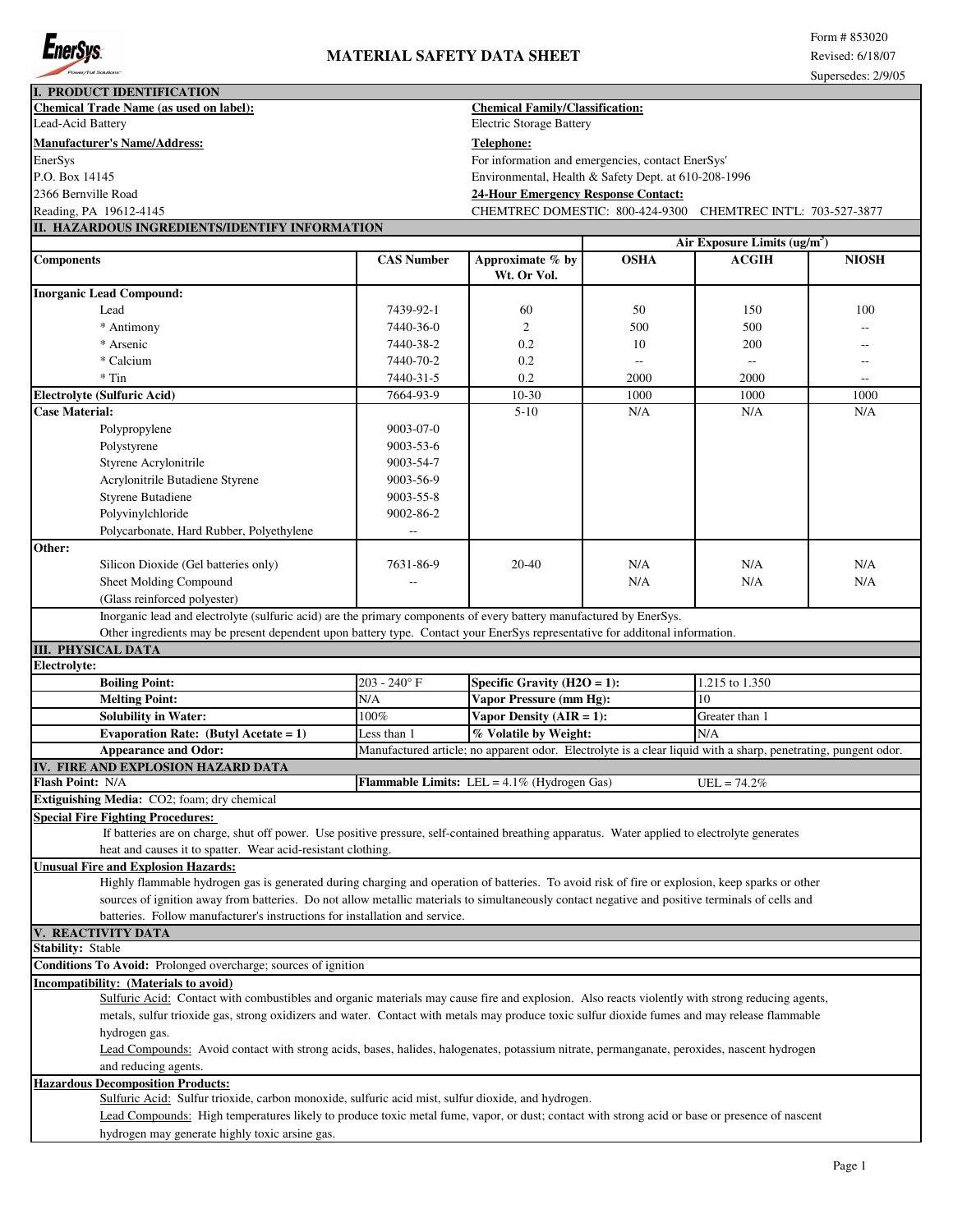EnerSys

# MATERIAL SAFETY DATA SHEET

Form # 853020
Revised: 6/18/07
Supersedes: 2/9/05

## I. PRODUCT IDENTIFICATION

**Chemical Trade Name (as used on label):**
Lead-Acid Battery

**Chemical Family/Classification:**
Electric Storage Battery

**Manufacturer's Name/Address:**
EnerSys
P.O. Box 14145
2366 Bernville Road
Reading, PA 19612-4145

**Telephone:**
For information and emergencies, contact EnerSys' Environmental, Health & Safety Dept. at 610-208-1996

**24-Hour Emergency Response Contact:**
CHEMTREC DOMESTIC: 800-424-9300 CHEMTREC INT'L: 703-527-3877

## II. HAZARDOUS INGREDIENTS/IDENTIFY INFORMATION

| Components | CAS Number | Approximate % by Wt. Or Vol. | Air Exposure Limits ($ug/m^3$) | | |
|---|---|---|---|---|---|
| | | | OSHA | ACGIH | NIOSH |
| **Inorganic Lead Compound:** | | | | | |
| Lead | 7439-92-1 | 60 | 50 | 150 | 100 |
| * Antimony | 7440-36-0 | 2 | 500 | 500 | -- |
| * Arsenic | 7440-38-2 | 0.2 | 10 | 200 | -- |
| * Calcium | 7440-70-2 | 0.2 | -- | -- | -- |
| * Tin | 7440-31-5 | 0.2 | 2000 | 2000 | -- |
| **Electrolyte (Sulfuric Acid)** | 7664-93-9 | 10-30 | 1000 | 1000 | 1000 |
| **Case Material:** | | 5-10 | N/A | N/A | N/A |
| Polypropylene | 9003-07-0 | | | | |
| Polystyrene | 9003-53-6 | | | | |
| Styrene Acrylonitrile | 9003-54-7 | | | | |
| Acrylonitrile Butadiene Styrene | 9003-56-9 | | | | |
| Styrene Butadiene | 9003-55-8 | | | | |
| Polyvinylchloride | 9002-86-2 | | | | |
| Polycarbonate, Hard Rubber, Polyethylene | -- | | | | |
| **Other:** | | | | | |
| Silicon Dioxide (Gel batteries only) | 7631-86-9 | 20-40 | N/A | N/A | N/A |
| Sheet Molding Compound (Glass reinforced polyester) | -- | | N/A | N/A | N/A |

Inorganic lead and electrolyte (sulfuric acid) are the primary components of every battery manufactured by EnerSys.
Other ingredients may be present dependent upon battery type. Contact your EnerSys representative for additonal information.

## III. PHYSICAL DATA

**Electrolyte:**

| Property | Value | Property | Value |
|---|---|---|---|
| **Boiling Point:** | 203 - 240° F | **Specific Gravity ($H_2O$ = 1):** | 1.215 to 1.350 |
| **Melting Point:** | N/A | **Vapor Pressure (mm Hg):** | 10 |
| **Solubility in Water:** | 100% | **Vapor Density (AIR = 1):** | Greater than 1 |
| **Evaporation Rate: (Butyl Acetate = 1)** | Less than 1 | **% Volatile by Weight:** | N/A |
| **Appearance and Odor:** | Manufactured article; no apparent odor. Electrolyte is a clear liquid with a sharp, penetrating, pungent odor. | | |

## IV. FIRE AND EXPLOSION HAZARD DATA

**Flash Point:** N/A

**Flammable Limits:** LEL = 4.1% (Hydrogen Gas) UEL = 74.2%

**Extiguishing Media:** $CO_2$; foam; dry chemical

**Special Fire Fighting Procedures:**
If batteries are on charge, shut off power. Use positive pressure, self-contained breathing apparatus. Water applied to electrolyte generates heat and causes it to spatter. Wear acid-resistant clothing.

**Unusual Fire and Explosion Hazards:**
Highly flammable hydrogen gas is generated during charging and operation of batteries. To avoid risk of fire or explosion, keep sparks or other sources of ignition away from batteries. Do not allow metallic materials to simultaneously contact negative and positive terminals of cells and batteries. Follow manufacturer's instructions for installation and service.

## V. REACTIVITY DATA

**Stability:** Stable

**Conditions To Avoid:** Prolonged overcharge; sources of ignition

**Incompatibility: (Materials to avoid)**
Sulfuric Acid: Contact with combustibles and organic materials may cause fire and explosion. Also reacts violently with strong reducing agents, metals, sulfur trioxide gas, strong oxidizers and water. Contact with metals may produce toxic sulfur dioxide fumes and may release flammable hydrogen gas.
Lead Compounds: Avoid contact with strong acids, bases, halides, halogenates, potassium nitrate, permanganate, peroxides, nascent hydrogen and reducing agents.

**Hazardous Decomposition Products:**
Sulfuric Acid: Sulfur trioxide, carbon monoxide, sulfuric acid mist, sulfur dioxide, and hydrogen.
Lead Compounds: High temperatures likely to produce toxic metal fume, vapor, or dust; contact with strong acid or base or presence of nascent hydrogen may generate highly toxic arsine gas.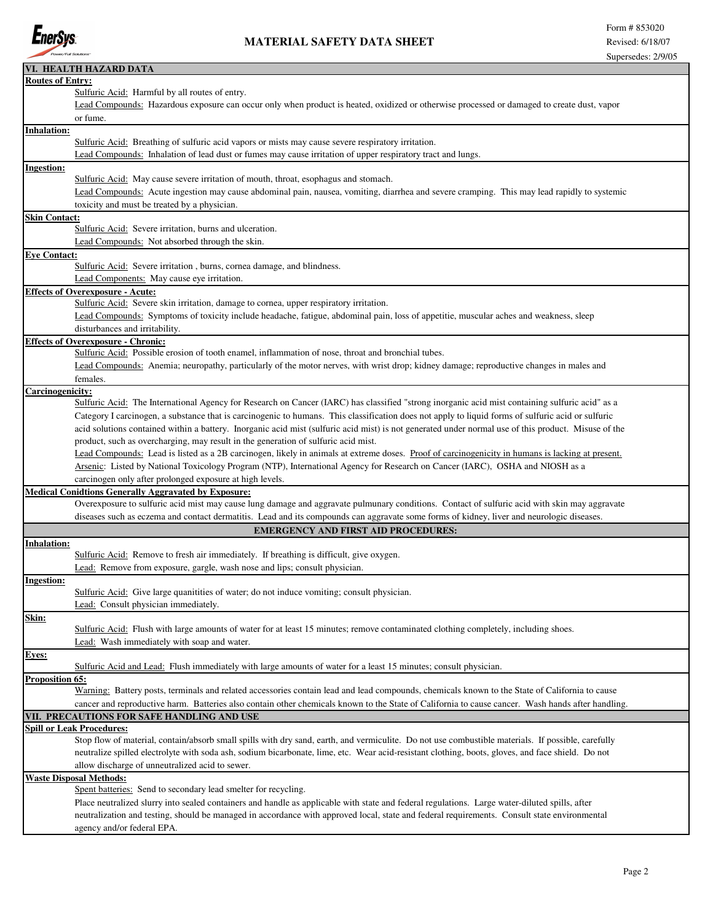## VI. HEALTH HAZARD DATA

**Routes of Entry:**

Sulfuric Acid: Harmful by all routes of entry.

Lead Compounds: Hazardous exposure can occur only when product is heated, oxidized or otherwise processed or damaged to create dust, vapor or fume.

**Inhalation:**

Sulfuric Acid: Breathing of sulfuric acid vapors or mists may cause severe respiratory irritation.

Lead Compounds: Inhalation of lead dust or fumes may cause irritation of upper respiratory tract and lungs.

**Ingestion:**

Sulfuric Acid: May cause severe irritation of mouth, throat, esophagus and stomach.

Lead Compounds: Acute ingestion may cause abdominal pain, nausea, vomiting, diarrhea and severe cramping. This may lead rapidly to systemic toxicity and must be treated by a physician.

**Skin Contact:**

Sulfuric Acid: Severe irritation, burns and ulceration.

Lead Compounds: Not absorbed through the skin.

**Eye Contact:**

Sulfuric Acid: Severe irritation , burns, cornea damage, and blindness.

Lead Components: May cause eye irritation.

**Effects of Overexposure - Acute:**

Sulfuric Acid: Severe skin irritation, damage to cornea, upper respiratory irritation.

Lead Compounds: Symptoms of toxicity include headache, fatigue, abdominal pain, loss of appetitie, muscular aches and weakness, sleep disturbances and irritability.

**Effects of Overexposure - Chronic:**

Sulfuric Acid: Possible erosion of tooth enamel, inflammation of nose, throat and bronchial tubes.

Lead Compounds: Anemia; neuropathy, particularly of the motor nerves, with wrist drop; kidney damage; reproductive changes in males and females.

**Carcinogenicity:**

Sulfuric Acid: The International Agency for Research on Cancer (IARC) has classified "strong inorganic acid mist containing sulfuric acid" as a Category I carcinogen, a substance that is carcinogenic to humans. This classification does not apply to liquid forms of sulfuric acid or sulfuric acid solutions contained within a battery. Inorganic acid mist (sulfuric acid mist) is not generated under normal use of this product. Misuse of the product, such as overcharging, may result in the generation of sulfuric acid mist.

Lead Compounds: Lead is listed as a 2B carcinogen, likely in animals at extreme doses. Proof of carcinogenicity in humans is lacking at present.

Arsenic: Listed by National Toxicology Program (NTP), International Agency for Research on Cancer (IARC), OSHA and NIOSH as a carcinogen only after prolonged exposure at high levels.

**Medical Coniditons Generally Aggravated by Exposure:**

Overexposure to sulfuric acid mist may cause lung damage and aggravate pulmunary conditions. Contact of sulfuric acid with skin may aggravate diseases such as eczema and contact dermatitis. Lead and its compounds can aggravate some forms of kidney, liver and neurologic diseases.

### EMERGENCY AND FIRST AID PROCEDURES:

**Inhalation:**

Sulfuric Acid: Remove to fresh air immediately. If breathing is difficult, give oxygen.

Lead: Remove from exposure, gargle, wash nose and lips; consult physician.

**Ingestion:**

Sulfuric Acid: Give large quanitities of water; do not induce vomiting; consult physician.

Lead: Consult physician immediately.

**Skin:**

Sulfuric Acid: Flush with large amounts of water for at least 15 minutes; remove contaminated clothing completely, including shoes.

Lead: Wash immediately with soap and water.

**Eyes:**

Sulfuric Acid and Lead: Flush immediately with large amounts of water for a least 15 minutes; consult physician.

**Proposition 65:**

Warning: Battery posts, terminals and related accessories contain lead and lead compounds, chemicals known to the State of California to cause cancer and reproductive harm. Batteries also contain other chemicals known to the State of California to cause cancer. Wash hands after handling.

## VII. PRECAUTIONS FOR SAFE HANDLING AND USE

**Spill or Leak Procedures:**

Stop flow of material, contain/absorb small spills with dry sand, earth, and vermiculite. Do not use combustible materials. If possible, carefully neutralize spilled electrolyte with soda ash, sodium bicarbonate, lime, etc. Wear acid-resistant clothing, boots, gloves, and face shield. Do not allow discharge of unneutralized acid to sewer.

**Waste Disposal Methods:**

Spent batteries: Send to secondary lead smelter for recycling.

Place neutralized slurry into sealed containers and handle as applicable with state and federal regulations. Large water-diluted spills, after neutralization and testing, should be managed in accordance with approved local, state and federal requirements. Consult state environmental agency and/or federal EPA.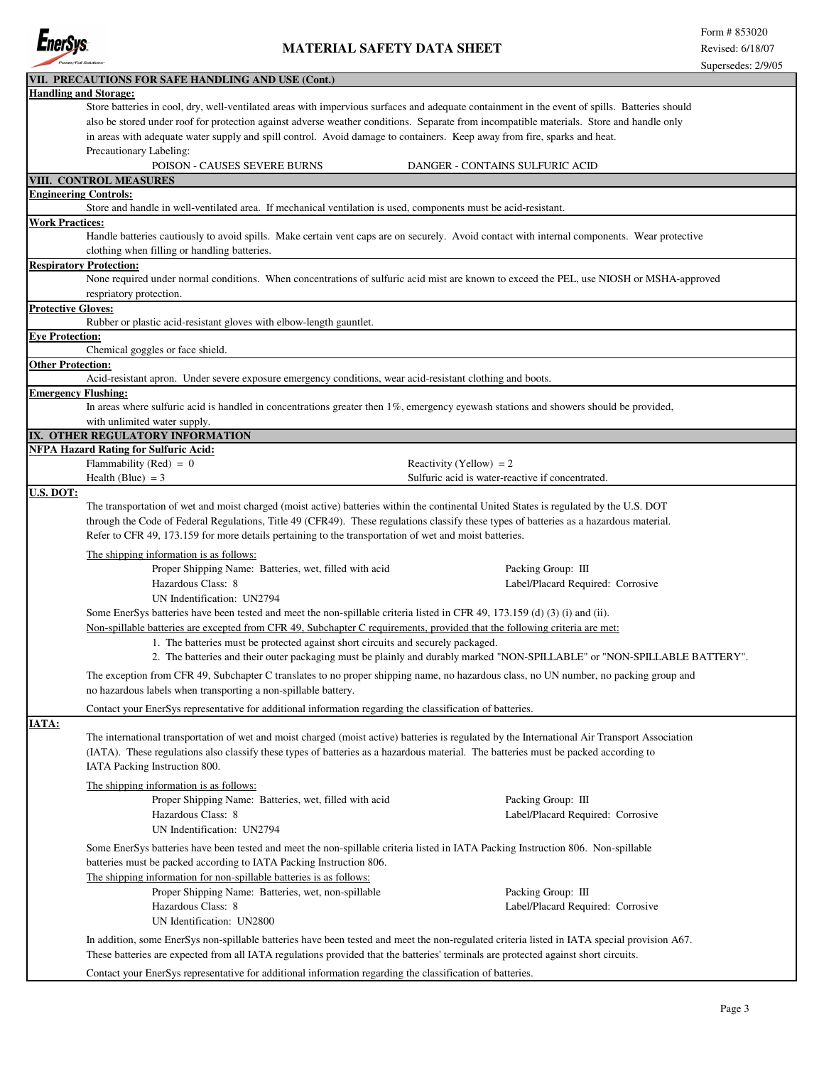## VII. PRECAUTIONS FOR SAFE HANDLING AND USE (Cont.)

**Handling and Storage:**

Store batteries in cool, dry, well-ventilated areas with impervious surfaces and adequate containment in the event of spills. Batteries should also be stored under roof for protection against adverse weather conditions. Separate from incompatible materials. Store and handle only in areas with adequate water supply and spill control. Avoid damage to containers. Keep away from fire, sparks and heat.

Precautionary Labeling:

POISON - CAUSES SEVERE BURNS DANGER - CONTAINS SULFURIC ACID

## VIII. CONTROL MEASURES

**Engineering Controls:**

Store and handle in well-ventilated area. If mechanical ventilation is used, components must be acid-resistant.

**Work Practices:**

Handle batteries cautiously to avoid spills. Make certain vent caps are on securely. Avoid contact with internal components. Wear protective clothing when filling or handling batteries.

**Respiratory Protection:**

None required under normal conditions. When concentrations of sulfuric acid mist are known to exceed the PEL, use NIOSH or MSHA-approved respriatory protection.

**Protective Gloves:**

Rubber or plastic acid-resistant gloves with elbow-length gauntlet.

**Eye Protection:**

Chemical goggles or face shield.

**Other Protection:**

Acid-resistant apron. Under severe exposure emergency conditions, wear acid-resistant clothing and boots.

**Emergency Flushing:**

In areas where sulfuric acid is handled in concentrations greater then 1%, emergency eyewash stations and showers should be provided, with unlimited water supply.

## IX. OTHER REGULATORY INFORMATION

**NFPA Hazard Rating for Sulfuric Acid:**

| | |
|---|---|
| Flammability (Red) = 0 | Reactivity (Yellow) = 2 |
| Health (Blue) = 3 | Sulfuric acid is water-reactive if concentrated. |

**U.S. DOT:**

The transportation of wet and moist charged (moist active) batteries within the continental United States is regulated by the U.S. DOT through the Code of Federal Regulations, Title 49 (CFR49). These regulations classify these types of batteries as a hazardous material. Refer to CFR 49, 173.159 for more details pertaining to the transportation of wet and moist batteries.

The shipping information is as follows:

| | |
|---|---|
| Proper Shipping Name: Batteries, wet, filled with acid | Packing Group: III |
| Hazardous Class: 8 | Label/Placard Required: Corrosive |
| UN Indentification: UN2794 | |

Some EnerSys batteries have been tested and meet the non-spillable criteria listed in CFR 49, 173.159 (d) (3) (i) and (ii).

Non-spillable batteries are excepted from CFR 49, Subchapter C requirements, provided that the following criteria are met:

1. The batteries must be protected against short circuits and securely packaged.
2. The batteries and their outer packaging must be plainly and durably marked "NON-SPILLABLE" or "NON-SPILLABLE BATTERY".

The exception from CFR 49, Subchapter C translates to no proper shipping name, no hazardous class, no UN number, no packing group and no hazardous labels when transporting a non-spillable battery.

Contact your EnerSys representative for additional information regarding the classification of batteries.

**IATA:**

The international transportation of wet and moist charged (moist active) batteries is regulated by the International Air Transport Association (IATA). These regulations also classify these types of batteries as a hazardous material. The batteries must be packed according to IATA Packing Instruction 800.

The shipping information is as follows:

| | |
|---|---|
| Proper Shipping Name: Batteries, wet, filled with acid | Packing Group: III |
| Hazardous Class: 8 | Label/Placard Required: Corrosive |
| UN Indentification: UN2794 | |

Some EnerSys batteries have been tested and meet the non-spillable criteria listed in IATA Packing Instruction 806. Non-spillable batteries must be packed according to IATA Packing Instruction 806.

The shipping information for non-spillable batteries is as follows:

| | |
|---|---|
| Proper Shipping Name: Batteries, wet, non-spillable | Packing Group: III |
| Hazardous Class: 8 | Label/Placard Required: Corrosive |
| UN Identification: UN2800 | |

In addition, some EnerSys non-spillable batteries have been tested and meet the non-regulated criteria listed in IATA special provision A67. These batteries are expected from all IATA regulations provided that the batteries' terminals are protected against short circuits.

Contact your EnerSys representative for additional information regarding the classification of batteries.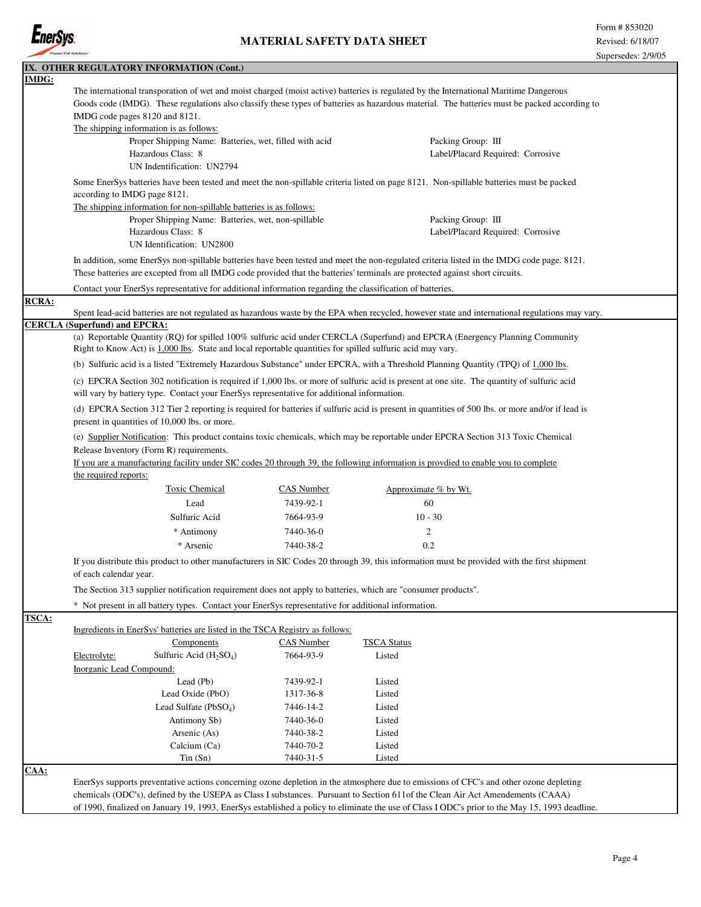## IX. OTHER REGULATORY INFORMATION (Cont.)

### IMDG:

The international transporation of wet and moist charged (moist active) batteries is regulated by the International Maritime Dangerous Goods code (IMDG). These regulations also classify these types of batteries as hazardous material. The batteries must be packed according to IMDG code pages 8120 and 8121.

The shipping information is as follows:

| | |
|---|---|
| Proper Shipping Name: Batteries, wet, filled with acid | Packing Group: III |
| Hazardous Class: 8 | Label/Placard Required: Corrosive |
| UN Indentification: UN2794 | |

Some EnerSys batteries have been tested and meet the non-spillable criteria listed on page 8121. Non-spillable batteries must be packed according to IMDG page 8121.

The shipping information for non-spillable batteries is as follows:

| | |
|---|---|
| Proper Shipping Name: Batteries, wet, non-spillable | Packing Group: III |
| Hazardous Class: 8 | Label/Placard Required: Corrosive |
| UN Identification: UN2800 | |

In addition, some EnerSys non-spillable batteries have been tested and meet the non-regulated criteria listed in the IMDG code page. 8121. These batteries are excepted from all IMDG code provided that the batteries' terminals are protected against short circuits.

Contact your EnerSys representative for additional information regarding the classification of batteries.

### RCRA:

Spent lead-acid batteries are not regulated as hazardous waste by the EPA when recycled, however state and international regulations may vary.

### CERCLA (Superfund) and EPCRA:

(a) Reportable Quantity (RQ) for spilled 100% sulfuric acid under CERCLA (Superfund) and EPCRA (Enegency Planning Community Right to Know Act) is 1,000 lbs. State and local reportable quantities for spilled sulfuric acid may vary.

(b) Sulfuric acid is a listed "Extremely Hazardous Substance" under EPCRA, with a Threshold Planning Quantity (TPQ) of 1,000 lbs.

(c) EPCRA Section 302 notification is required if 1,000 lbs. or more of sulfuric acid is present at one site. The quantity of sulfuric acid will vary by battery type. Contact your EnerSys representative for additional information.

(d) EPCRA Section 312 Tier 2 reporting is required for batteries if sulfuric acid is present in quantities of 500 lbs. or more and/or if lead is present in quantities of 10,000 lbs. or more.

(e) Supplier Notification: This product contains toxic chemicals, which may be reportable under EPCRA Section 313 Toxic Chemical Release Inventory (Form R) requirements.

If you are a manufacturing facility under SIC codes 20 through 39, the following information is provdied to enable you to complete the required reports:

| Toxic Chemical | CAS Number | Approximate % by Wt. |
|---|---|---|
| Lead | 7439-92-1 | 60 |
| Sulfuric Acid | 7664-93-9 | 10 - 30 |
| * Antimony | 7440-36-0 | 2 |
| * Arsenic | 7440-38-2 | 0.2 |

If you distribute this product to other manufacturers in SIC Codes 20 through 39, this information must be provided with the first shipment of each calendar year.

The Section 313 supplier notification requirement does not apply to batteries, which are "consumer products".

* Not present in all battery types. Contact your EnerSys representative for additional information.

### TSCA:

Ingredients in EnerSys' batteries are listed in the TSCA Registry as follows:

| | Components | CAS Number | TSCA Status |
|---|---|---|---|
| Electrolyte: | Sulfuric Acid ($H_2SO_4$) | 7664-93-9 | Listed |
| Inorganic Lead Compound: | | | |
| | Lead (Pb) | 7439-92-1 | Listed |
| | Lead Oxide (PbO) | 1317-36-8 | Listed |
| | Lead Sulfate ($PbSO_4$) | 7446-14-2 | Listed |
| | Antimony Sb) | 7440-36-0 | Listed |
| | Arsenic (As) | 7440-38-2 | Listed |
| | Calcium (Ca) | 7440-70-2 | Listed |
| | Tin (Sn) | 7440-31-5 | Listed |

### CAA:

EnerSys supports preventative actions concerning ozone depletion in the atmosphere due to emissions of CFC's and other ozone depleting chemicals (ODC's), defined by the USEPA as Class I substances. Pursuant to Section 611of the Clean Air Act Amendements (CAAA) of 1990, finalized on January 19, 1993, EnerSys established a policy to eliminate the use of Class I ODC's prior to the May 15, 1993 deadline.